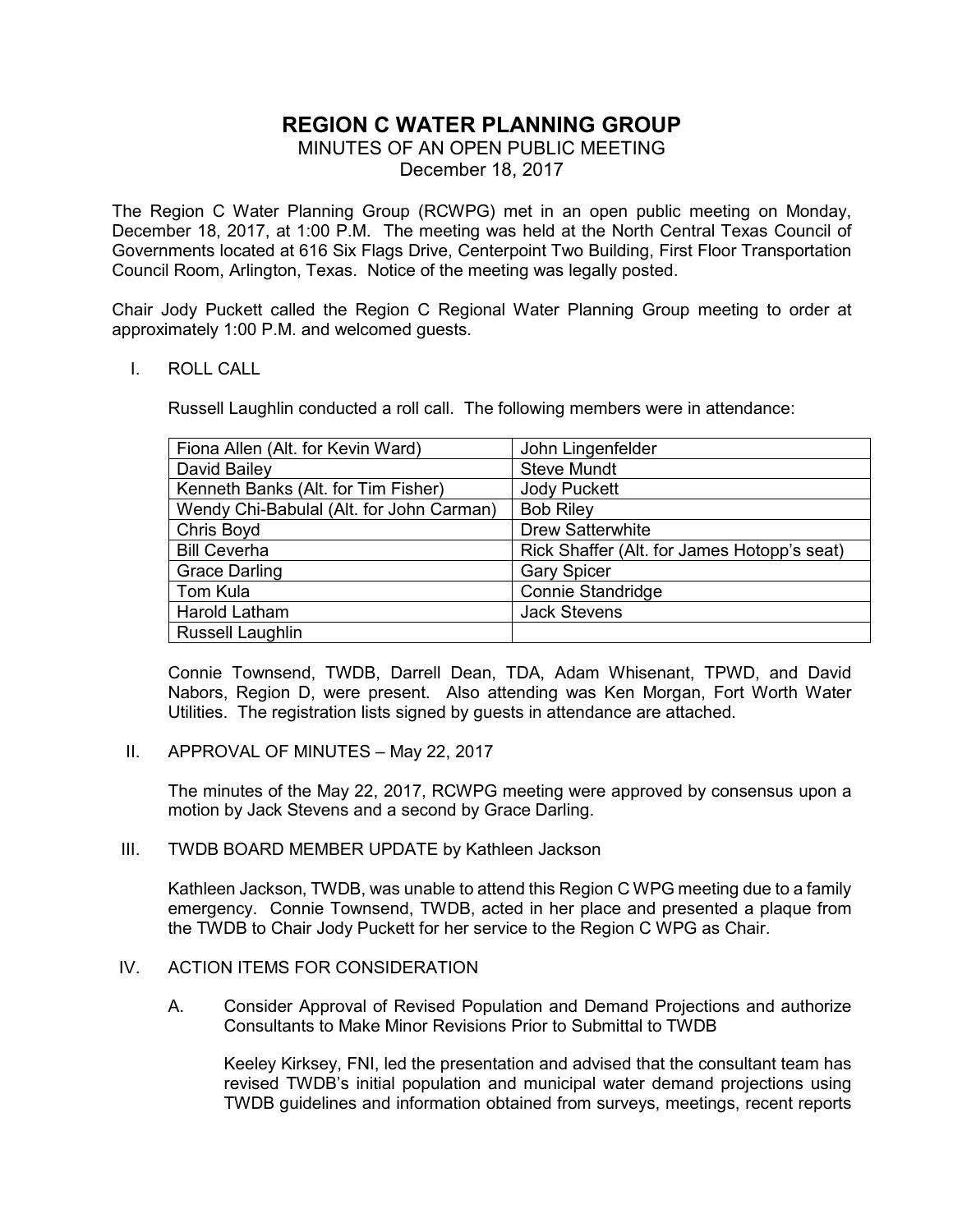# REGION C WATER PLANNING GROUP

MINUTES OF AN OPEN PUBLIC MEETING

December 18, 2017

The Region C Water Planning Group (RCWPG) met in an open public meeting on Monday, December 18, 2017, at 1:00 P.M. The meeting was held at the North Central Texas Council of Governments located at 616 Six Flags Drive, Centerpoint Two Building, First Floor Transportation Council Room, Arlington, Texas. Notice of the meeting was legally posted.

Chair Jody Puckett called the Region C Regional Water Planning Group meeting to order at approximately 1:00 P.M. and welcomed guests.

I. ROLL CALL

Russell Laughlin conducted a roll call. The following members were in attendance:

| | |
|---|---|
| Fiona Allen (Alt. for Kevin Ward) | John Lingenfelder |
| David Bailey | Steve Mundt |
| Kenneth Banks (Alt. for Tim Fisher) | Jody Puckett |
| Wendy Chi-Babulal (Alt. for John Carman) | Bob Riley |
| Chris Boyd | Drew Satterwhite |
| Bill Ceverha | Rick Shaffer (Alt. for James Hotopp's seat) |
| Grace Darling | Gary Spicer |
| Tom Kula | Connie Standridge |
| Harold Latham | Jack Stevens |
| Russell Laughlin | |

Connie Townsend, TWDB, Darrell Dean, TDA, Adam Whisenant, TPWD, and David Nabors, Region D, were present. Also attending was Ken Morgan, Fort Worth Water Utilities. The registration lists signed by guests in attendance are attached.

II. APPROVAL OF MINUTES – May 22, 2017

The minutes of the May 22, 2017, RCWPG meeting were approved by consensus upon a motion by Jack Stevens and a second by Grace Darling.

III. TWDB BOARD MEMBER UPDATE by Kathleen Jackson

Kathleen Jackson, TWDB, was unable to attend this Region C WPG meeting due to a family emergency. Connie Townsend, TWDB, acted in her place and presented a plaque from the TWDB to Chair Jody Puckett for her service to the Region C WPG as Chair.

IV. ACTION ITEMS FOR CONSIDERATION

A. Consider Approval of Revised Population and Demand Projections and authorize Consultants to Make Minor Revisions Prior to Submittal to TWDB

Keeley Kirksey, FNI, led the presentation and advised that the consultant team has revised TWDB's initial population and municipal water demand projections using TWDB guidelines and information obtained from surveys, meetings, recent reports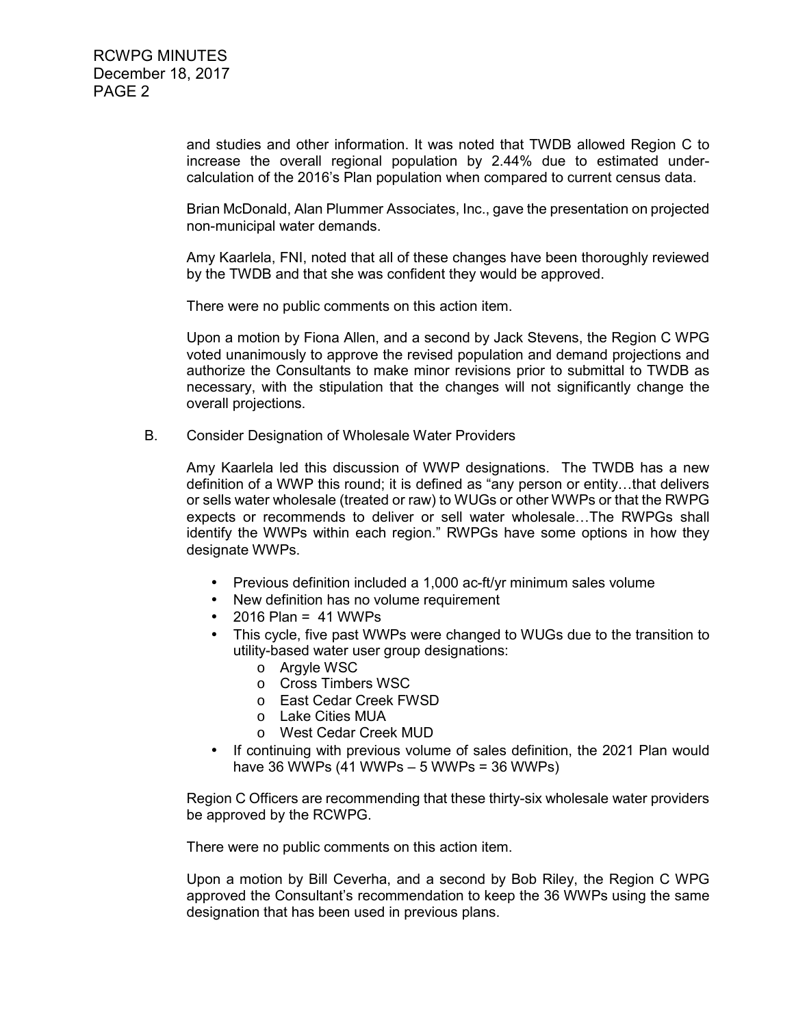and studies and other information. It was noted that TWDB allowed Region C to increase the overall regional population by 2.44% due to estimated under-calculation of the 2016's Plan population when compared to current census data.

Brian McDonald, Alan Plummer Associates, Inc., gave the presentation on projected non-municipal water demands.

Amy Kaarlela, FNI, noted that all of these changes have been thoroughly reviewed by the TWDB and that she was confident they would be approved.

There were no public comments on this action item.

Upon a motion by Fiona Allen, and a second by Jack Stevens, the Region C WPG voted unanimously to approve the revised population and demand projections and authorize the Consultants to make minor revisions prior to submittal to TWDB as necessary, with the stipulation that the changes will not significantly change the overall projections.

B. Consider Designation of Wholesale Water Providers

Amy Kaarlela led this discussion of WWP designations. The TWDB has a new definition of a WWP this round; it is defined as "any person or entity…that delivers or sells water wholesale (treated or raw) to WUGs or other WWPs or that the RWPG expects or recommends to deliver or sell water wholesale…The RWPGs shall identify the WWPs within each region." RWPGs have some options in how they designate WWPs.

- Previous definition included a 1,000 ac-ft/yr minimum sales volume
- New definition has no volume requirement
- 2016 Plan = 41 WWPs
- This cycle, five past WWPs were changed to WUGs due to the transition to utility-based water user group designations:
  - Argyle WSC
  - Cross Timbers WSC
  - East Cedar Creek FWSD
  - Lake Cities MUA
  - West Cedar Creek MUD
- If continuing with previous volume of sales definition, the 2021 Plan would have 36 WWPs (41 WWPs – 5 WWPs = 36 WWPs)

Region C Officers are recommending that these thirty-six wholesale water providers be approved by the RCWPG.

There were no public comments on this action item.

Upon a motion by Bill Ceverha, and a second by Bob Riley, the Region C WPG approved the Consultant's recommendation to keep the 36 WWPs using the same designation that has been used in previous plans.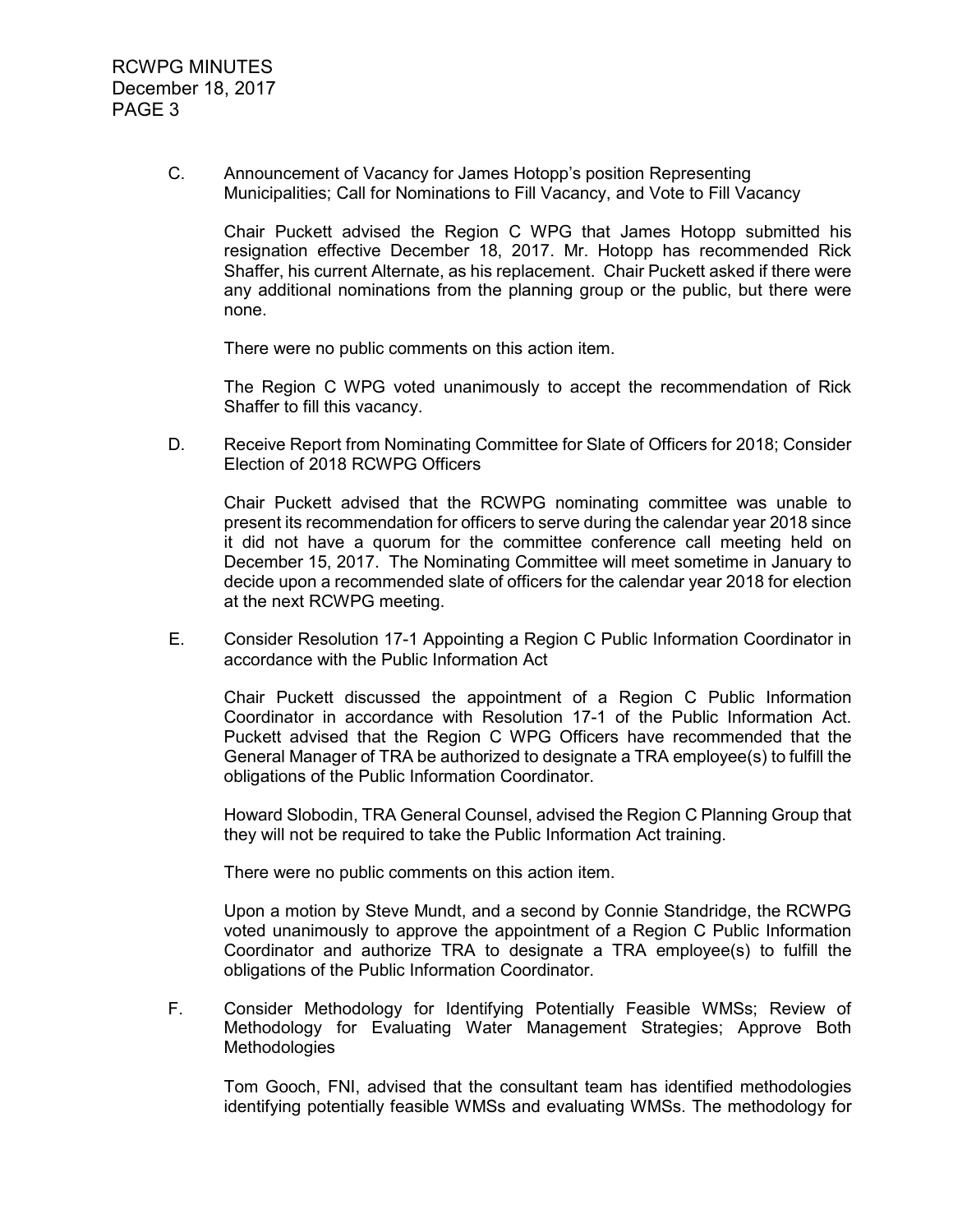C. Announcement of Vacancy for James Hotopp's position Representing Municipalities; Call for Nominations to Fill Vacancy, and Vote to Fill Vacancy

Chair Puckett advised the Region C WPG that James Hotopp submitted his resignation effective December 18, 2017. Mr. Hotopp has recommended Rick Shaffer, his current Alternate, as his replacement. Chair Puckett asked if there were any additional nominations from the planning group or the public, but there were none.

There were no public comments on this action item.

The Region C WPG voted unanimously to accept the recommendation of Rick Shaffer to fill this vacancy.

D. Receive Report from Nominating Committee for Slate of Officers for 2018; Consider Election of 2018 RCWPG Officers

Chair Puckett advised that the RCWPG nominating committee was unable to present its recommendation for officers to serve during the calendar year 2018 since it did not have a quorum for the committee conference call meeting held on December 15, 2017. The Nominating Committee will meet sometime in January to decide upon a recommended slate of officers for the calendar year 2018 for election at the next RCWPG meeting.

E. Consider Resolution 17-1 Appointing a Region C Public Information Coordinator in accordance with the Public Information Act

Chair Puckett discussed the appointment of a Region C Public Information Coordinator in accordance with Resolution 17-1 of the Public Information Act. Puckett advised that the Region C WPG Officers have recommended that the General Manager of TRA be authorized to designate a TRA employee(s) to fulfill the obligations of the Public Information Coordinator.

Howard Slobodin, TRA General Counsel, advised the Region C Planning Group that they will not be required to take the Public Information Act training.

There were no public comments on this action item.

Upon a motion by Steve Mundt, and a second by Connie Standridge, the RCWPG voted unanimously to approve the appointment of a Region C Public Information Coordinator and authorize TRA to designate a TRA employee(s) to fulfill the obligations of the Public Information Coordinator.

F. Consider Methodology for Identifying Potentially Feasible WMSs; Review of Methodology for Evaluating Water Management Strategies; Approve Both Methodologies

Tom Gooch, FNI, advised that the consultant team has identified methodologies identifying potentially feasible WMSs and evaluating WMSs. The methodology for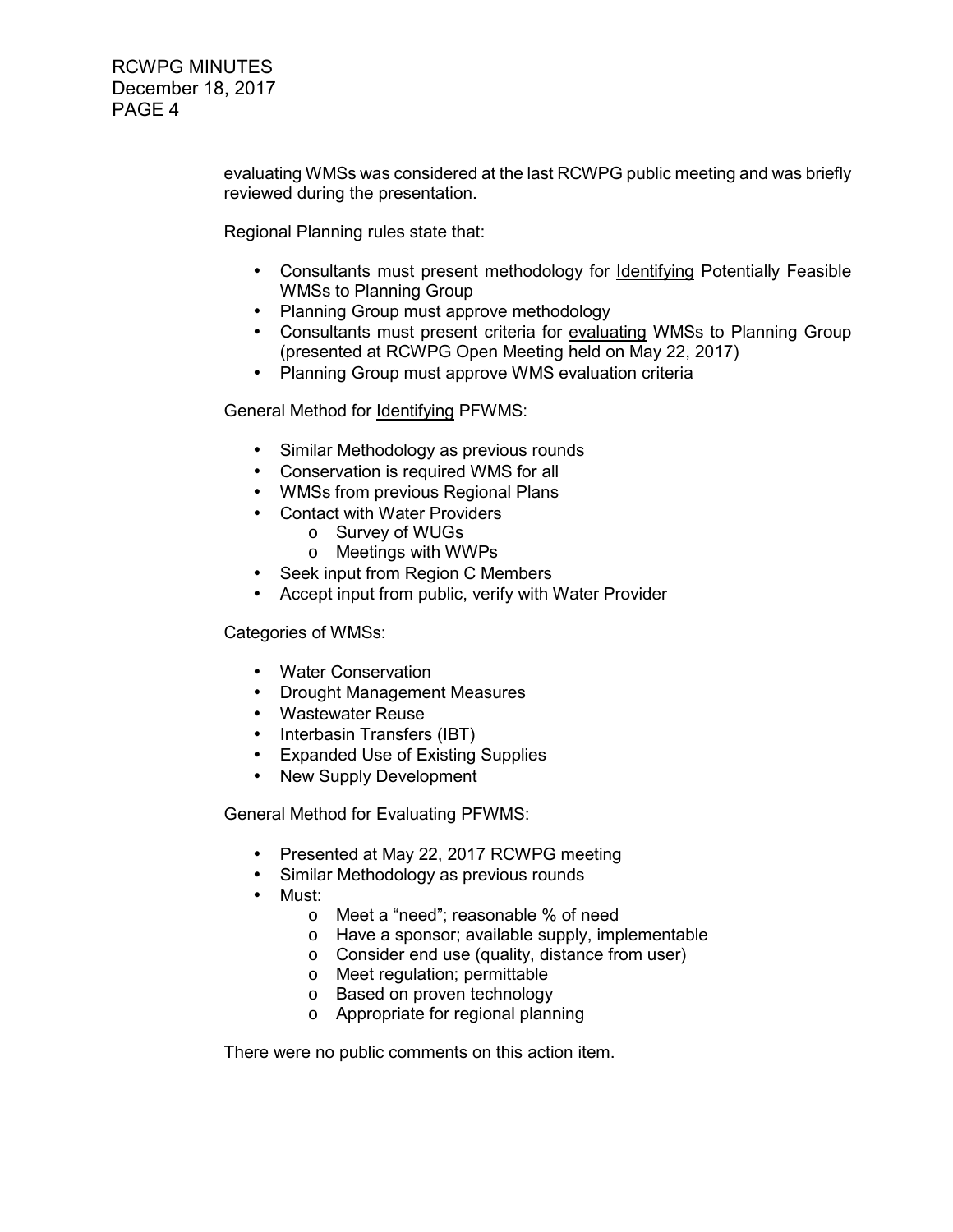evaluating WMSs was considered at the last RCWPG public meeting and was briefly reviewed during the presentation.

Regional Planning rules state that:

- Consultants must present methodology for <u>Identifying</u> Potentially Feasible WMSs to Planning Group
- Planning Group must approve methodology
- Consultants must present criteria for <u>evaluating</u> WMSs to Planning Group (presented at RCWPG Open Meeting held on May 22, 2017)
- Planning Group must approve WMS evaluation criteria

General Method for <u>Identifying</u> PFWMS:

- Similar Methodology as previous rounds
- Conservation is required WMS for all
- WMSs from previous Regional Plans
- Contact with Water Providers
    - Survey of WUGs
    - Meetings with WWPs
- Seek input from Region C Members
- Accept input from public, verify with Water Provider

Categories of WMSs:

- Water Conservation
- Drought Management Measures
- Wastewater Reuse
- Interbasin Transfers (IBT)
- Expanded Use of Existing Supplies
- New Supply Development

General Method for Evaluating PFWMS:

- Presented at May 22, 2017 RCWPG meeting
- Similar Methodology as previous rounds
- Must:
    - Meet a "need"; reasonable % of need
    - Have a sponsor; available supply, implementable
    - Consider end use (quality, distance from user)
    - Meet regulation; permittable
    - Based on proven technology
    - Appropriate for regional planning

There were no public comments on this action item.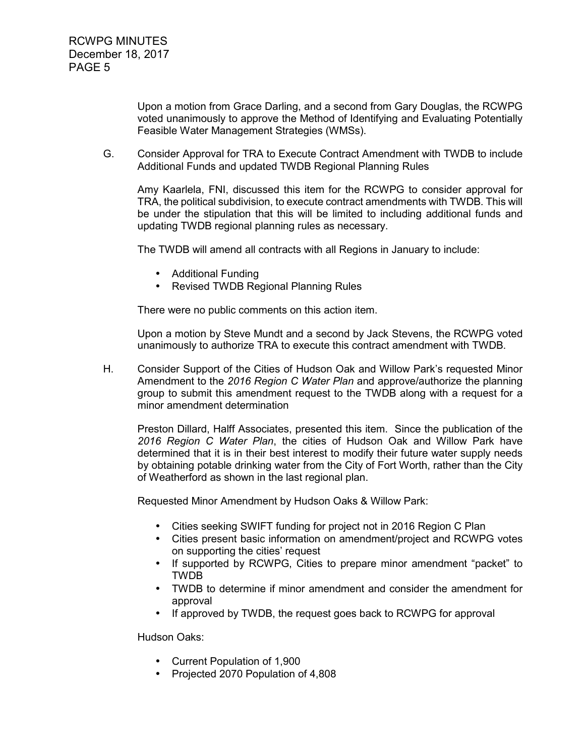Upon a motion from Grace Darling, and a second from Gary Douglas, the RCWPG voted unanimously to approve the Method of Identifying and Evaluating Potentially Feasible Water Management Strategies (WMSs).

G. Consider Approval for TRA to Execute Contract Amendment with TWDB to include Additional Funds and updated TWDB Regional Planning Rules

Amy Kaarlela, FNI, discussed this item for the RCWPG to consider approval for TRA, the political subdivision, to execute contract amendments with TWDB. This will be under the stipulation that this will be limited to including additional funds and updating TWDB regional planning rules as necessary.

The TWDB will amend all contracts with all Regions in January to include:

- Additional Funding
- Revised TWDB Regional Planning Rules

There were no public comments on this action item.

Upon a motion by Steve Mundt and a second by Jack Stevens, the RCWPG voted unanimously to authorize TRA to execute this contract amendment with TWDB.

H. Consider Support of the Cities of Hudson Oak and Willow Park's requested Minor Amendment to the *2016 Region C Water Plan* and approve/authorize the planning group to submit this amendment request to the TWDB along with a request for a minor amendment determination

Preston Dillard, Halff Associates, presented this item. Since the publication of the *2016 Region C Water Plan*, the cities of Hudson Oak and Willow Park have determined that it is in their best interest to modify their future water supply needs by obtaining potable drinking water from the City of Fort Worth, rather than the City of Weatherford as shown in the last regional plan.

Requested Minor Amendment by Hudson Oaks & Willow Park:

- Cities seeking SWIFT funding for project not in 2016 Region C Plan
- Cities present basic information on amendment/project and RCWPG votes on supporting the cities' request
- If supported by RCWPG, Cities to prepare minor amendment "packet" to TWDB
- TWDB to determine if minor amendment and consider the amendment for approval
- If approved by TWDB, the request goes back to RCWPG for approval

Hudson Oaks:

- Current Population of 1,900
- Projected 2070 Population of 4,808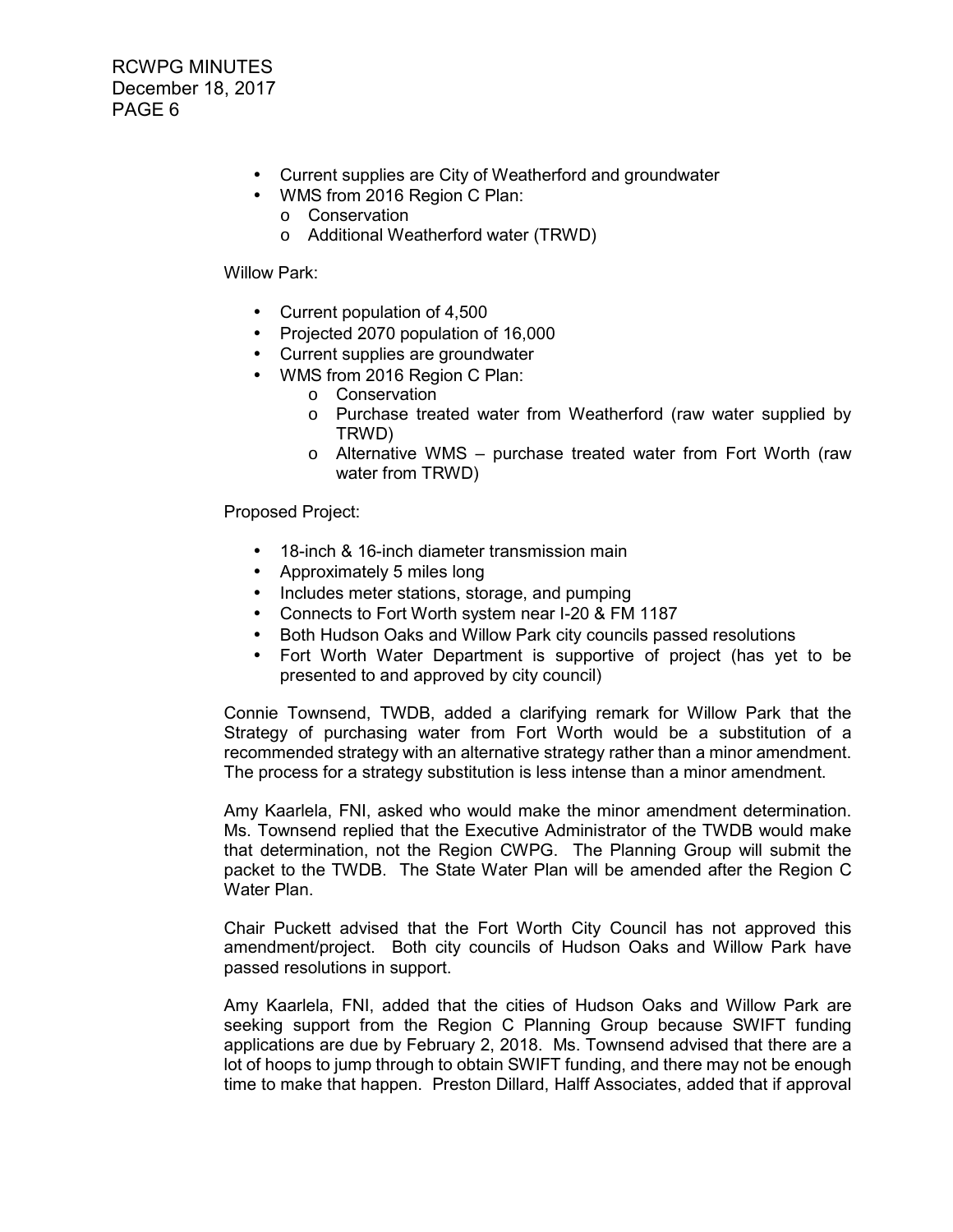- Current supplies are City of Weatherford and groundwater
- WMS from 2016 Region C Plan:
  - Conservation
  - Additional Weatherford water (TRWD)

Willow Park:

- Current population of 4,500
- Projected 2070 population of 16,000
- Current supplies are groundwater
- WMS from 2016 Region C Plan:
  - Conservation
  - Purchase treated water from Weatherford (raw water supplied by TRWD)
  - Alternative WMS – purchase treated water from Fort Worth (raw water from TRWD)

Proposed Project:

- 18-inch & 16-inch diameter transmission main
- Approximately 5 miles long
- Includes meter stations, storage, and pumping
- Connects to Fort Worth system near I-20 & FM 1187
- Both Hudson Oaks and Willow Park city councils passed resolutions
- Fort Worth Water Department is supportive of project (has yet to be presented to and approved by city council)

Connie Townsend, TWDB, added a clarifying remark for Willow Park that the Strategy of purchasing water from Fort Worth would be a substitution of a recommended strategy with an alternative strategy rather than a minor amendment. The process for a strategy substitution is less intense than a minor amendment.

Amy Kaarlela, FNI, asked who would make the minor amendment determination. Ms. Townsend replied that the Executive Administrator of the TWDB would make that determination, not the Region CWPG. The Planning Group will submit the packet to the TWDB. The State Water Plan will be amended after the Region C Water Plan.

Chair Puckett advised that the Fort Worth City Council has not approved this amendment/project. Both city councils of Hudson Oaks and Willow Park have passed resolutions in support.

Amy Kaarlela, FNI, added that the cities of Hudson Oaks and Willow Park are seeking support from the Region C Planning Group because SWIFT funding applications are due by February 2, 2018. Ms. Townsend advised that there are a lot of hoops to jump through to obtain SWIFT funding, and there may not be enough time to make that happen. Preston Dillard, Halff Associates, added that if approval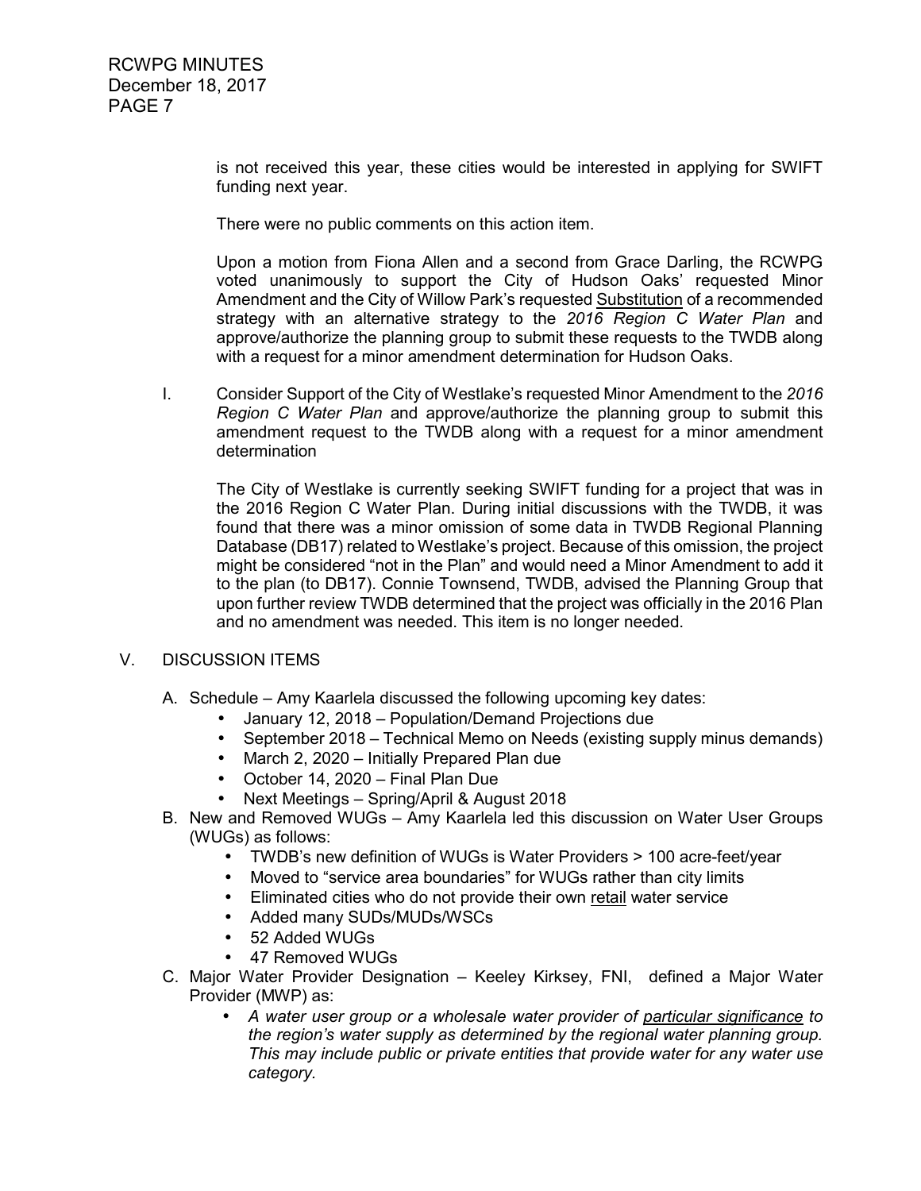is not received this year, these cities would be interested in applying for SWIFT funding next year.

There were no public comments on this action item.

Upon a motion from Fiona Allen and a second from Grace Darling, the RCWPG voted unanimously to support the City of Hudson Oaks' requested Minor Amendment and the City of Willow Park's requested Substitution of a recommended strategy with an alternative strategy to the *2016 Region C Water Plan* and approve/authorize the planning group to submit these requests to the TWDB along with a request for a minor amendment determination for Hudson Oaks.

I. Consider Support of the City of Westlake's requested Minor Amendment to the *2016 Region C Water Plan* and approve/authorize the planning group to submit this amendment request to the TWDB along with a request for a minor amendment determination

The City of Westlake is currently seeking SWIFT funding for a project that was in the 2016 Region C Water Plan. During initial discussions with the TWDB, it was found that there was a minor omission of some data in TWDB Regional Planning Database (DB17) related to Westlake's project. Because of this omission, the project might be considered "not in the Plan" and would need a Minor Amendment to add it to the plan (to DB17). Connie Townsend, TWDB, advised the Planning Group that upon further review TWDB determined that the project was officially in the 2016 Plan and no amendment was needed. This item is no longer needed.

V. DISCUSSION ITEMS

A. Schedule – Amy Kaarlela discussed the following upcoming key dates:
   - January 12, 2018 – Population/Demand Projections due
   - September 2018 – Technical Memo on Needs (existing supply minus demands)
   - March 2, 2020 – Initially Prepared Plan due
   - October 14, 2020 – Final Plan Due
   - Next Meetings – Spring/April & August 2018

B. New and Removed WUGs – Amy Kaarlela led this discussion on Water User Groups (WUGs) as follows:
   - TWDB's new definition of WUGs is Water Providers > 100 acre-feet/year
   - Moved to "service area boundaries" for WUGs rather than city limits
   - Eliminated cities who do not provide their own retail water service
   - Added many SUDs/MUDs/WSCs
   - 52 Added WUGs
   - 47 Removed WUGs

C. Major Water Provider Designation – Keeley Kirksey, FNI, defined a Major Water Provider (MWP) as:
   - *A water user group or a wholesale water provider of particular significance to the region's water supply as determined by the regional water planning group. This may include public or private entities that provide water for any water use category.*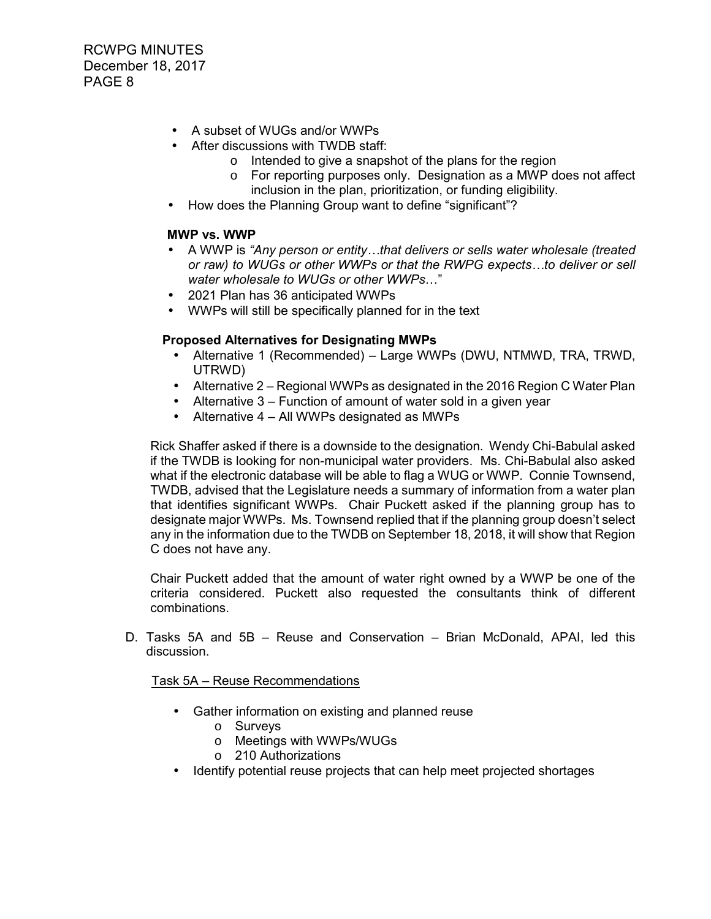- A subset of WUGs and/or WWPs
- After discussions with TWDB staff:
  - Intended to give a snapshot of the plans for the region
  - For reporting purposes only. Designation as a MWP does not affect inclusion in the plan, prioritization, or funding eligibility.
- How does the Planning Group want to define "significant"?

**MWP vs. WWP**

- A WWP is *"Any person or entity…that delivers or sells water wholesale (treated or raw) to WUGs or other WWPs or that the RWPG expects…to deliver or sell water wholesale to WUGs or other WWPs…"*
- 2021 Plan has 36 anticipated WWPs
- WWPs will still be specifically planned for in the text

**Proposed Alternatives for Designating MWPs**

- Alternative 1 (Recommended) – Large WWPs (DWU, NTMWD, TRA, TRWD, UTRWD)
- Alternative 2 – Regional WWPs as designated in the 2016 Region C Water Plan
- Alternative 3 – Function of amount of water sold in a given year
- Alternative 4 – All WWPs designated as MWPs

Rick Shaffer asked if there is a downside to the designation. Wendy Chi-Babulal asked if the TWDB is looking for non-municipal water providers. Ms. Chi-Babulal also asked what if the electronic database will be able to flag a WUG or WWP. Connie Townsend, TWDB, advised that the Legislature needs a summary of information from a water plan that identifies significant WWPs. Chair Puckett asked if the planning group has to designate major WWPs. Ms. Townsend replied that if the planning group doesn't select any in the information due to the TWDB on September 18, 2018, it will show that Region C does not have any.

Chair Puckett added that the amount of water right owned by a WWP be one of the criteria considered. Puckett also requested the consultants think of different combinations.

D. Tasks 5A and 5B – Reuse and Conservation – Brian McDonald, APAI, led this discussion.

Task 5A – Reuse Recommendations

- Gather information on existing and planned reuse
  - Surveys
  - Meetings with WWPs/WUGs
  - 210 Authorizations
- Identify potential reuse projects that can help meet projected shortages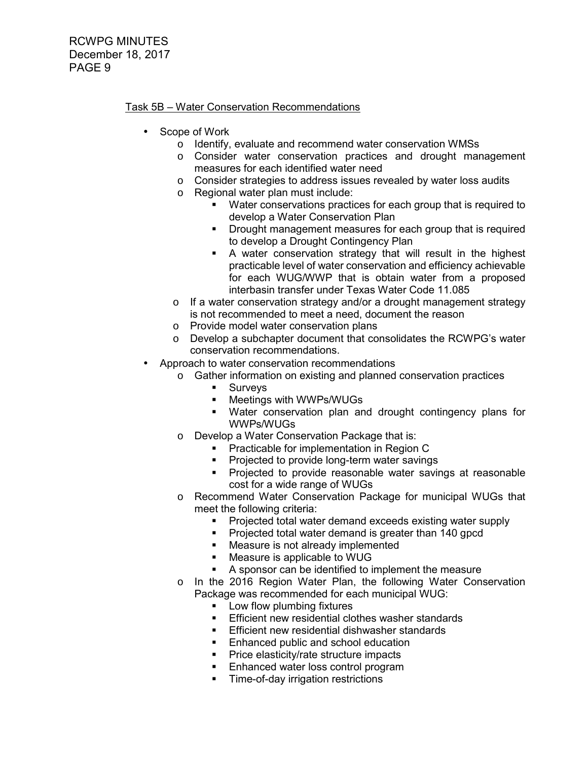Task 5B – Water Conservation Recommendations

- Scope of Work
  - Identify, evaluate and recommend water conservation WMSs
  - Consider water conservation practices and drought management measures for each identified water need
  - Consider strategies to address issues revealed by water loss audits
  - Regional water plan must include:
    - Water conservations practices for each group that is required to develop a Water Conservation Plan
    - Drought management measures for each group that is required to develop a Drought Contingency Plan
    - A water conservation strategy that will result in the highest practicable level of water conservation and efficiency achievable for each WUG/WWP that is obtain water from a proposed interbasin transfer under Texas Water Code 11.085
  - If a water conservation strategy and/or a drought management strategy is not recommended to meet a need, document the reason
  - Provide model water conservation plans
  - Develop a subchapter document that consolidates the RCWPG's water conservation recommendations.
- Approach to water conservation recommendations
  - Gather information on existing and planned conservation practices
    - Surveys
    - Meetings with WWPs/WUGs
    - Water conservation plan and drought contingency plans for WWPs/WUGs
  - Develop a Water Conservation Package that is:
    - Practicable for implementation in Region C
    - Projected to provide long-term water savings
    - Projected to provide reasonable water savings at reasonable cost for a wide range of WUGs
  - Recommend Water Conservation Package for municipal WUGs that meet the following criteria:
    - Projected total water demand exceeds existing water supply
    - Projected total water demand is greater than 140 gpcd
    - Measure is not already implemented
    - Measure is applicable to WUG
    - A sponsor can be identified to implement the measure
  - In the 2016 Region Water Plan, the following Water Conservation Package was recommended for each municipal WUG:
    - Low flow plumbing fixtures
    - Efficient new residential clothes washer standards
    - Efficient new residential dishwasher standards
    - Enhanced public and school education
    - Price elasticity/rate structure impacts
    - Enhanced water loss control program
    - Time-of-day irrigation restrictions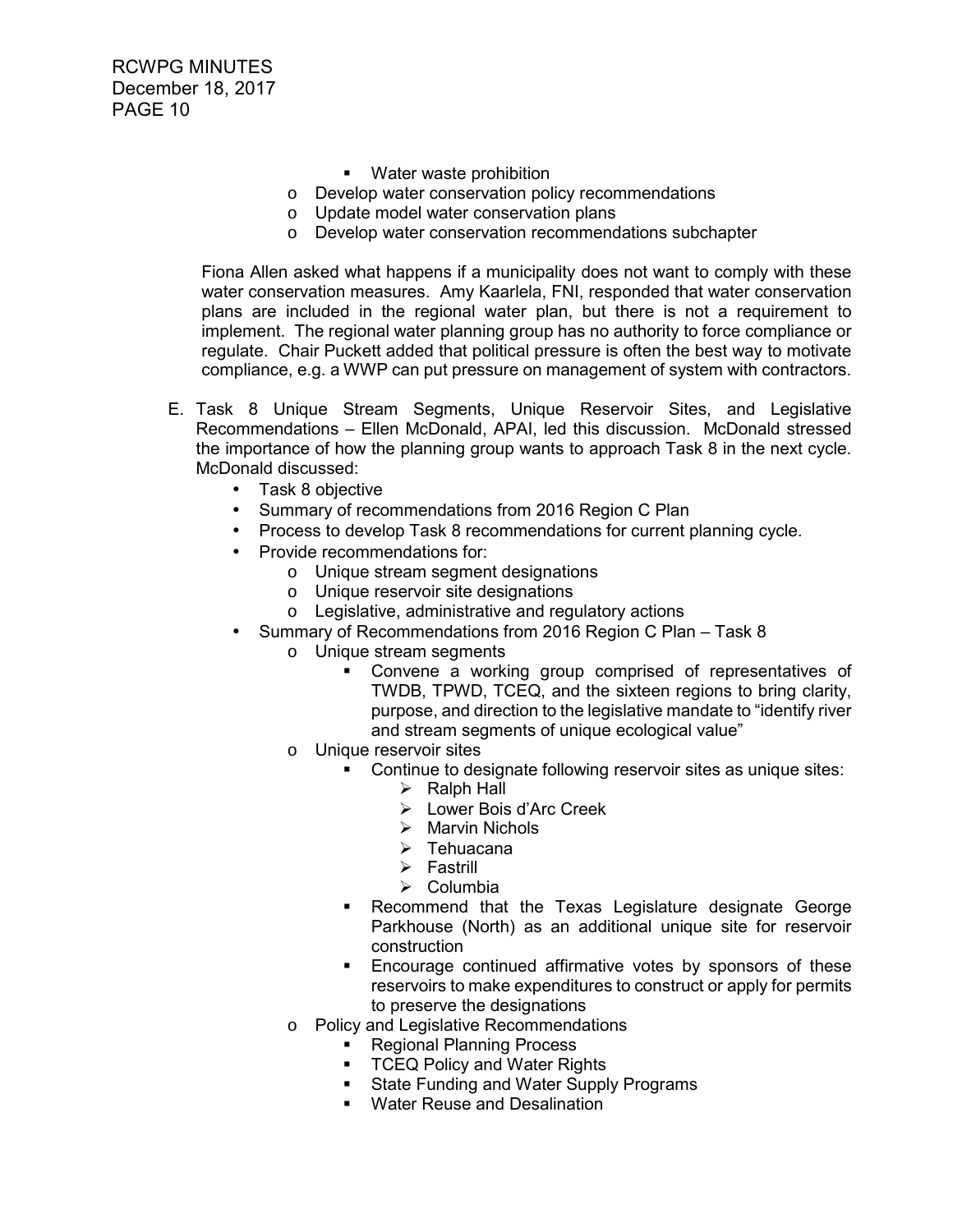- Water waste prohibition
  - Develop water conservation policy recommendations
  - Update model water conservation plans
  - Develop water conservation recommendations subchapter

Fiona Allen asked what happens if a municipality does not want to comply with these water conservation measures. Amy Kaarlela, FNI, responded that water conservation plans are included in the regional water plan, but there is not a requirement to implement. The regional water planning group has no authority to force compliance or regulate. Chair Puckett added that political pressure is often the best way to motivate compliance, e.g. a WWP can put pressure on management of system with contractors.

E. Task 8 Unique Stream Segments, Unique Reservoir Sites, and Legislative Recommendations – Ellen McDonald, APAI, led this discussion. McDonald stressed the importance of how the planning group wants to approach Task 8 in the next cycle. McDonald discussed:
   - Task 8 objective
   - Summary of recommendations from 2016 Region C Plan
   - Process to develop Task 8 recommendations for current planning cycle.
   - Provide recommendations for:
     - Unique stream segment designations
     - Unique reservoir site designations
     - Legislative, administrative and regulatory actions
   - Summary of Recommendations from 2016 Region C Plan – Task 8
     - Unique stream segments
       - Convene a working group comprised of representatives of TWDB, TPWD, TCEQ, and the sixteen regions to bring clarity, purpose, and direction to the legislative mandate to "identify river and stream segments of unique ecological value"
     - Unique reservoir sites
       - Continue to designate following reservoir sites as unique sites:
         - Ralph Hall
         - Lower Bois d'Arc Creek
         - Marvin Nichols
         - Tehuacana
         - Fastrill
         - Columbia
       - Recommend that the Texas Legislature designate George Parkhouse (North) as an additional unique site for reservoir construction
       - Encourage continued affirmative votes by sponsors of these reservoirs to make expenditures to construct or apply for permits to preserve the designations
     - Policy and Legislative Recommendations
       - Regional Planning Process
       - TCEQ Policy and Water Rights
       - State Funding and Water Supply Programs
       - Water Reuse and Desalination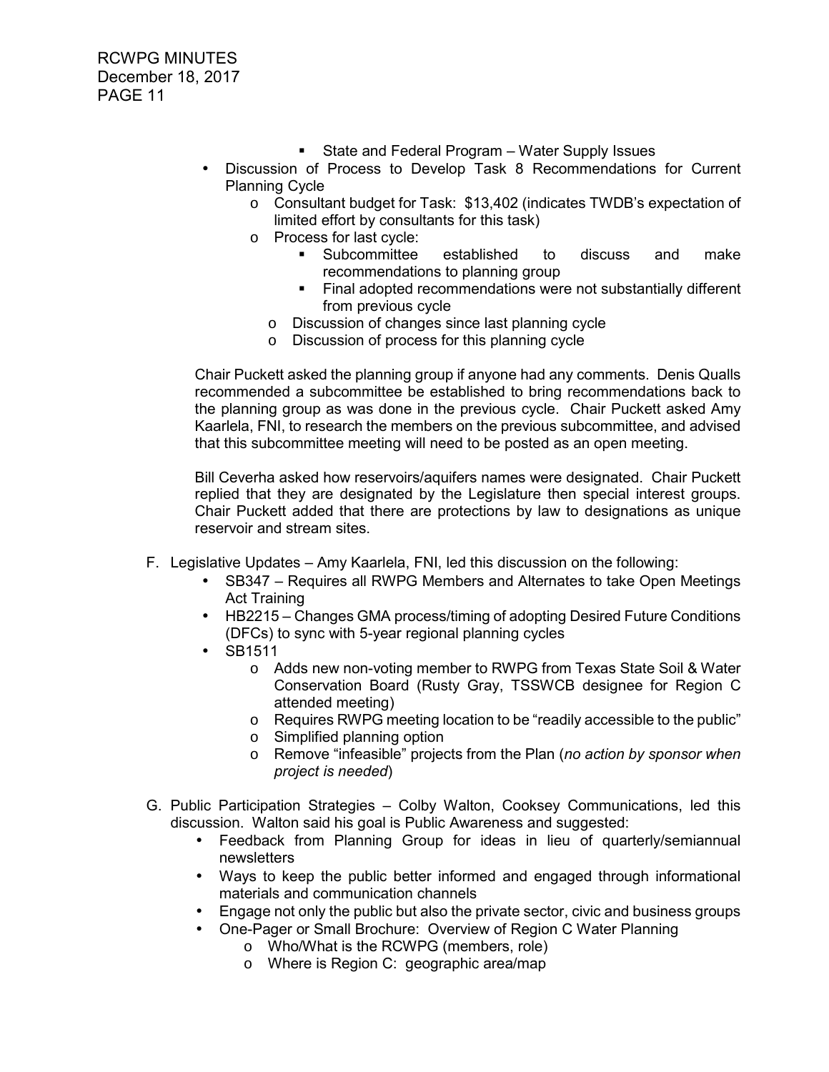- State and Federal Program – Water Supply Issues

- Discussion of Process to Develop Task 8 Recommendations for Current Planning Cycle
  - Consultant budget for Task: $13,402 (indicates TWDB's expectation of limited effort by consultants for this task)
  - Process for last cycle:
    - Subcommittee established to discuss and make recommendations to planning group
    - Final adopted recommendations were not substantially different from previous cycle
  - Discussion of changes since last planning cycle
  - Discussion of process for this planning cycle

Chair Puckett asked the planning group if anyone had any comments. Denis Qualls recommended a subcommittee be established to bring recommendations back to the planning group as was done in the previous cycle. Chair Puckett asked Amy Kaarlela, FNI, to research the members on the previous subcommittee, and advised that this subcommittee meeting will need to be posted as an open meeting.

Bill Ceverha asked how reservoirs/aquifers names were designated. Chair Puckett replied that they are designated by the Legislature then special interest groups. Chair Puckett added that there are protections by law to designations as unique reservoir and stream sites.

F. Legislative Updates – Amy Kaarlela, FNI, led this discussion on the following:
- SB347 – Requires all RWPG Members and Alternates to take Open Meetings Act Training
- HB2215 – Changes GMA process/timing of adopting Desired Future Conditions (DFCs) to sync with 5-year regional planning cycles
- SB1511
  - Adds new non-voting member to RWPG from Texas State Soil & Water Conservation Board (Rusty Gray, TSSWCB designee for Region C attended meeting)
  - Requires RWPG meeting location to be "readily accessible to the public"
  - Simplified planning option
  - Remove "infeasible" projects from the Plan (*no action by sponsor when project is needed*)

G. Public Participation Strategies – Colby Walton, Cooksey Communications, led this discussion. Walton said his goal is Public Awareness and suggested:
- Feedback from Planning Group for ideas in lieu of quarterly/semiannual newsletters
- Ways to keep the public better informed and engaged through informational materials and communication channels
- Engage not only the public but also the private sector, civic and business groups
- One-Pager or Small Brochure: Overview of Region C Water Planning
  - Who/What is the RCWPG (members, role)
  - Where is Region C: geographic area/map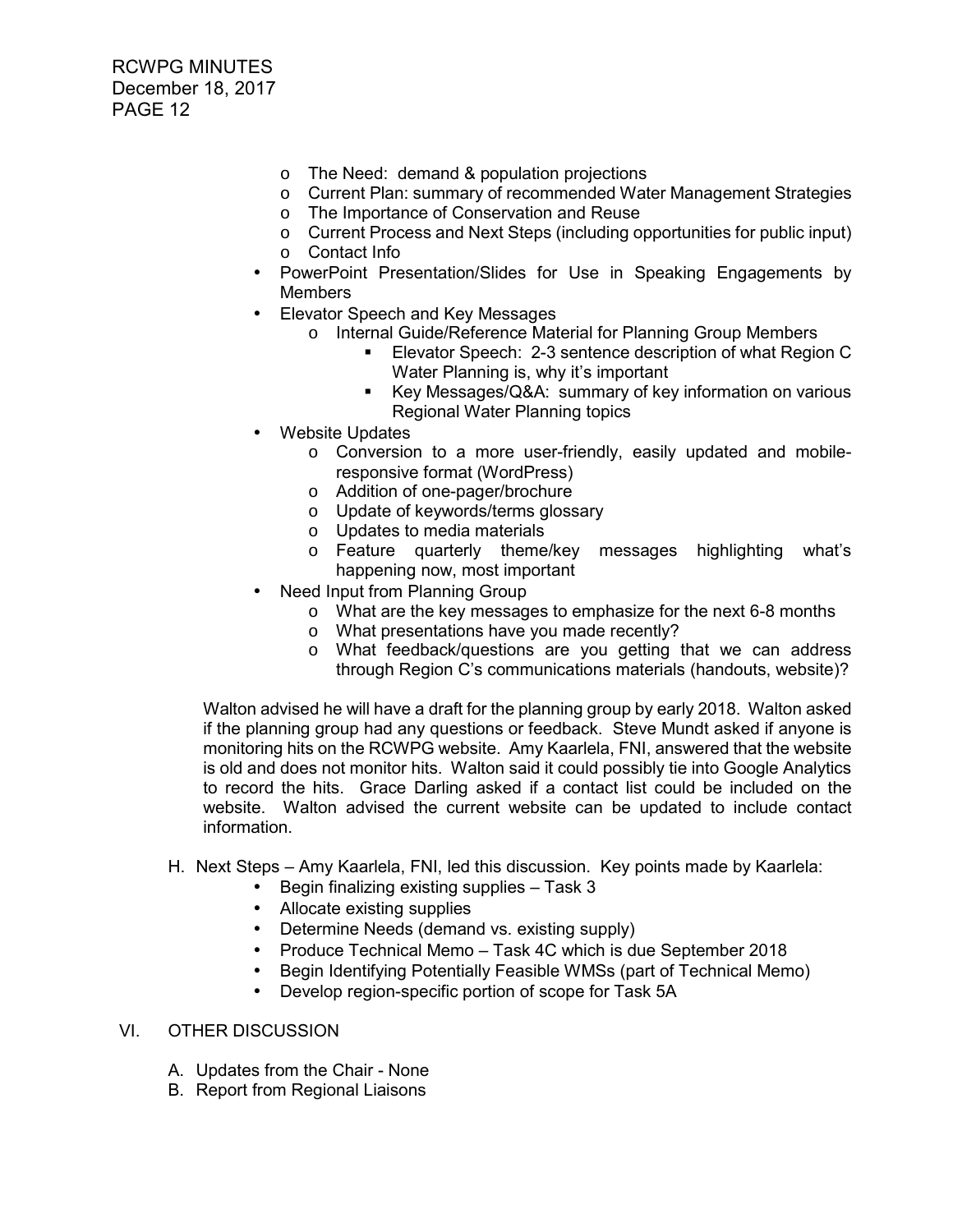- The Need: demand & population projections
  - Current Plan: summary of recommended Water Management Strategies
  - The Importance of Conservation and Reuse
  - Current Process and Next Steps (including opportunities for public input)
  - Contact Info
- PowerPoint Presentation/Slides for Use in Speaking Engagements by Members
- Elevator Speech and Key Messages
  - Internal Guide/Reference Material for Planning Group Members
    - Elevator Speech: 2-3 sentence description of what Region C Water Planning is, why it's important
    - Key Messages/Q&A: summary of key information on various Regional Water Planning topics
- Website Updates
  - Conversion to a more user-friendly, easily updated and mobile-responsive format (WordPress)
  - Addition of one-pager/brochure
  - Update of keywords/terms glossary
  - Updates to media materials
  - Feature quarterly theme/key messages highlighting what's happening now, most important
- Need Input from Planning Group
  - What are the key messages to emphasize for the next 6-8 months
  - What presentations have you made recently?
  - What feedback/questions are you getting that we can address through Region C's communications materials (handouts, website)?

Walton advised he will have a draft for the planning group by early 2018. Walton asked if the planning group had any questions or feedback. Steve Mundt asked if anyone is monitoring hits on the RCWPG website. Amy Kaarlela, FNI, answered that the website is old and does not monitor hits. Walton said it could possibly tie into Google Analytics to record the hits. Grace Darling asked if a contact list could be included on the website. Walton advised the current website can be updated to include contact information.

H. Next Steps – Amy Kaarlela, FNI, led this discussion. Key points made by Kaarlela:
- Begin finalizing existing supplies – Task 3
- Allocate existing supplies
- Determine Needs (demand vs. existing supply)
- Produce Technical Memo – Task 4C which is due September 2018
- Begin Identifying Potentially Feasible WMSs (part of Technical Memo)
- Develop region-specific portion of scope for Task 5A

VI. OTHER DISCUSSION

A. Updates from the Chair - None
B. Report from Regional Liaisons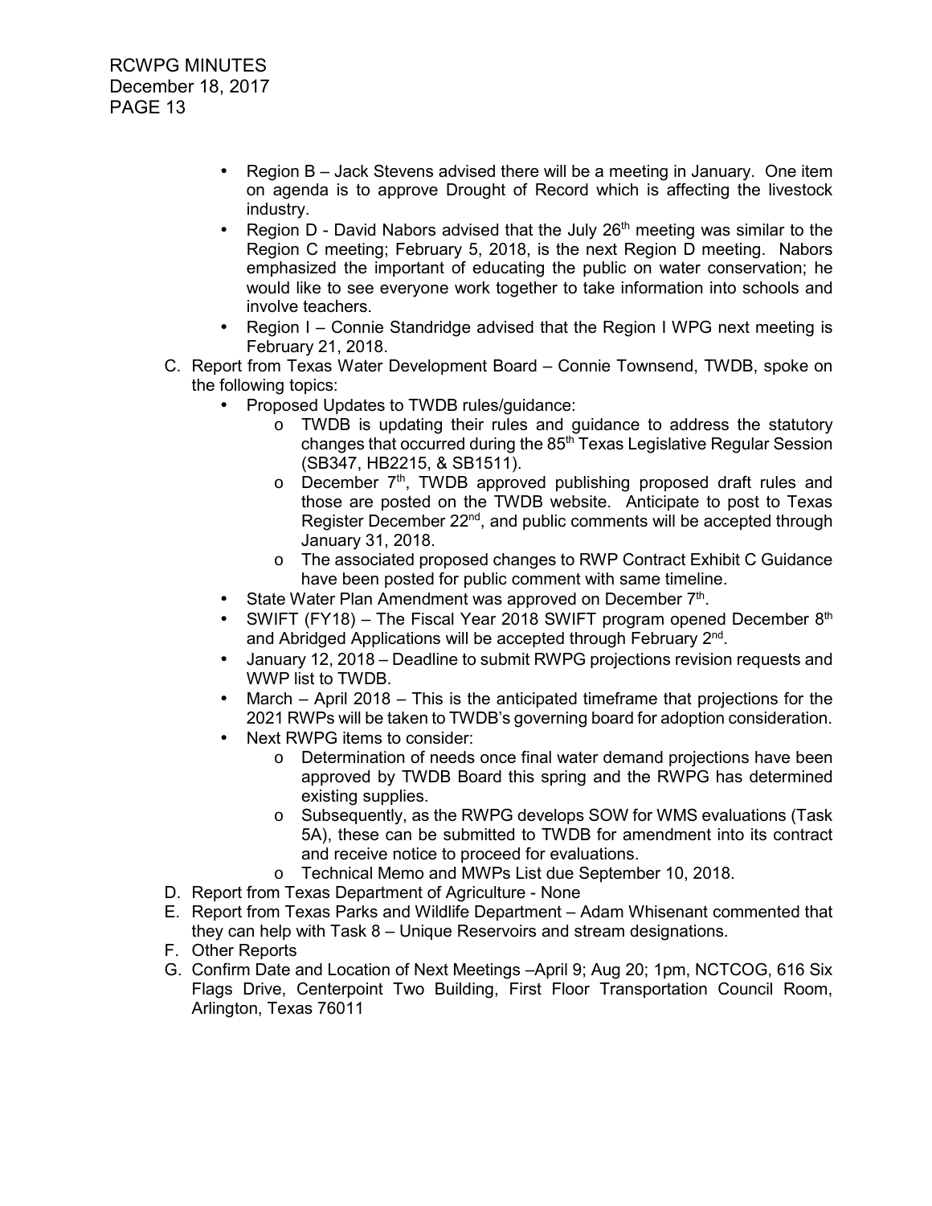- Region B – Jack Stevens advised there will be a meeting in January. One item on agenda is to approve Drought of Record which is affecting the livestock industry.
- Region D - David Nabors advised that the July 26th meeting was similar to the Region C meeting; February 5, 2018, is the next Region D meeting. Nabors emphasized the important of educating the public on water conservation; he would like to see everyone work together to take information into schools and involve teachers.
- Region I – Connie Standridge advised that the Region I WPG next meeting is February 21, 2018.

C. Report from Texas Water Development Board – Connie Townsend, TWDB, spoke on the following topics:
   - Proposed Updates to TWDB rules/guidance:
     - TWDB is updating their rules and guidance to address the statutory changes that occurred during the 85th Texas Legislative Regular Session (SB347, HB2215, & SB1511).
     - December 7th, TWDB approved publishing proposed draft rules and those are posted on the TWDB website. Anticipate to post to Texas Register December 22nd, and public comments will be accepted through January 31, 2018.
     - The associated proposed changes to RWP Contract Exhibit C Guidance have been posted for public comment with same timeline.
   - State Water Plan Amendment was approved on December 7th.
   - SWIFT (FY18) – The Fiscal Year 2018 SWIFT program opened December 8th and Abridged Applications will be accepted through February 2nd.
   - January 12, 2018 – Deadline to submit RWPG projections revision requests and WWP list to TWDB.
   - March – April 2018 – This is the anticipated timeframe that projections for the 2021 RWPs will be taken to TWDB's governing board for adoption consideration.
   - Next RWPG items to consider:
     - Determination of needs once final water demand projections have been approved by TWDB Board this spring and the RWPG has determined existing supplies.
     - Subsequently, as the RWPG develops SOW for WMS evaluations (Task 5A), these can be submitted to TWDB for amendment into its contract and receive notice to proceed for evaluations.
     - Technical Memo and MWPs List due September 10, 2018.

D. Report from Texas Department of Agriculture - None

E. Report from Texas Parks and Wildlife Department – Adam Whisenant commented that they can help with Task 8 – Unique Reservoirs and stream designations.

F. Other Reports

G. Confirm Date and Location of Next Meetings –April 9; Aug 20; 1pm, NCTCOG, 616 Six Flags Drive, Centerpoint Two Building, First Floor Transportation Council Room, Arlington, Texas 76011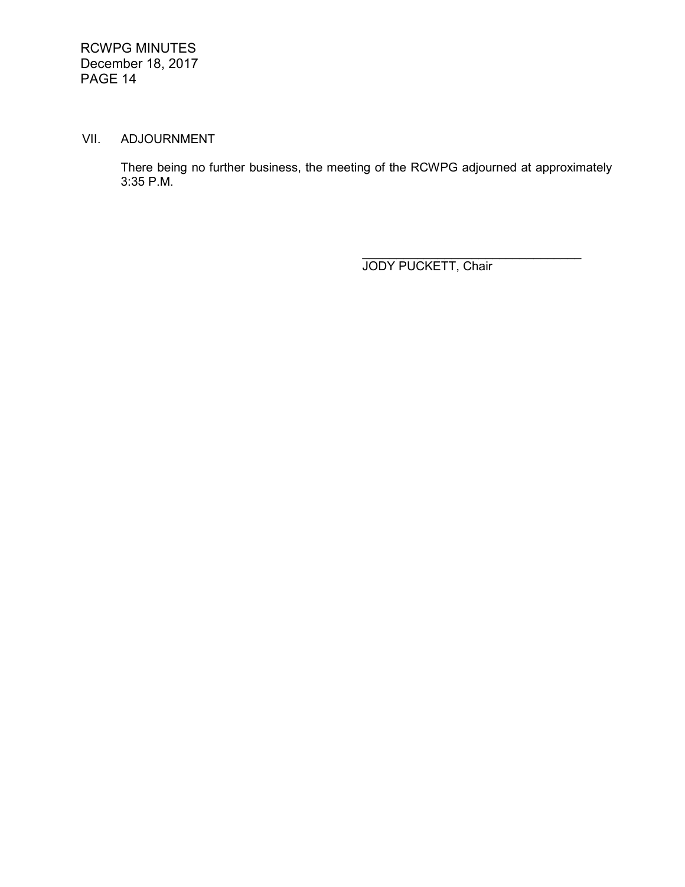## VII. ADJOURNMENT

There being no further business, the meeting of the RCWPG adjourned at approximately 3:35 P.M.

\_\_\_\_\_\_\_\_\_\_\_\_\_\_\_\_\_\_\_\_\_\_\_\_\_\_\_\_\_\_\_\_

JODY PUCKETT, Chair